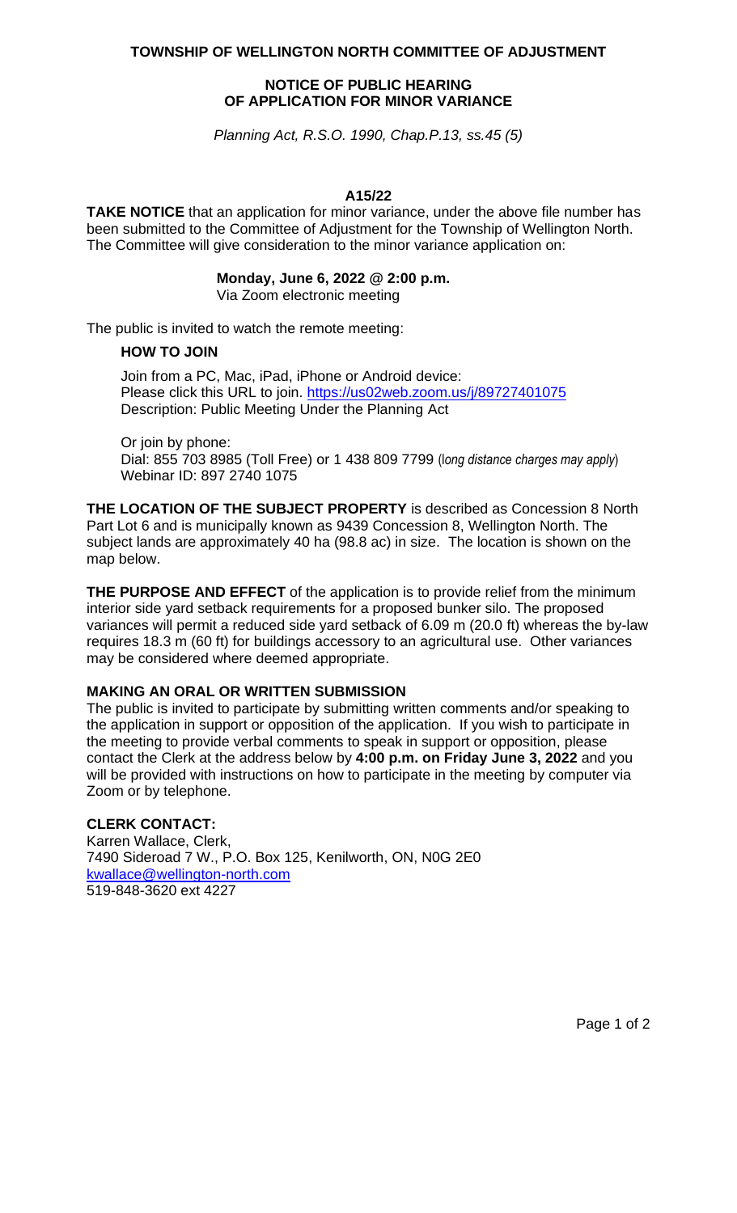# TOWNSHIP OF WELLINGTON NORTH COMMITTEE OF ADJUSTMENT

## NOTICE OF PUBLIC HEARING OF APPLICATION FOR MINOR VARIANCE

*Planning Act, R.S.O. 1990, Chap.P.13, ss.45 (5)*

### A15/22

**TAKE NOTICE** that an application for minor variance, under the above file number has been submitted to the Committee of Adjustment for the Township of Wellington North. The Committee will give consideration to the minor variance application on:

**Monday, June 6, 2022 @ 2:00 p.m.**
Via Zoom electronic meeting

The public is invited to watch the remote meeting:

**HOW TO JOIN**

Join from a PC, Mac, iPad, iPhone or Android device:
Please click this URL to join. https://us02web.zoom.us/j/89727401075
Description: Public Meeting Under the Planning Act

Or join by phone:
Dial: 855 703 8985 (Toll Free) or 1 438 809 7799 (*long distance charges may apply*)
Webinar ID: 897 2740 1075

**THE LOCATION OF THE SUBJECT PROPERTY** is described as Concession 8 North Part Lot 6 and is municipally known as 9439 Concession 8, Wellington North. The subject lands are approximately 40 ha (98.8 ac) in size. The location is shown on the map below.

**THE PURPOSE AND EFFECT** of the application is to provide relief from the minimum interior side yard setback requirements for a proposed bunker silo. The proposed variances will permit a reduced side yard setback of 6.09 m (20.0 ft) whereas the by-law requires 18.3 m (60 ft) for buildings accessory to an agricultural use. Other variances may be considered where deemed appropriate.

**MAKING AN ORAL OR WRITTEN SUBMISSION**

The public is invited to participate by submitting written comments and/or speaking to the application in support or opposition of the application. If you wish to participate in the meeting to provide verbal comments to speak in support or opposition, please contact the Clerk at the address below by **4:00 p.m. on Friday June 3, 2022** and you will be provided with instructions on how to participate in the meeting by computer via Zoom or by telephone.

**CLERK CONTACT:**

Karren Wallace, Clerk,
7490 Sideroad 7 W., P.O. Box 125, Kenilworth, ON, N0G 2E0
kwallace@wellington-north.com
519-848-3620 ext 4227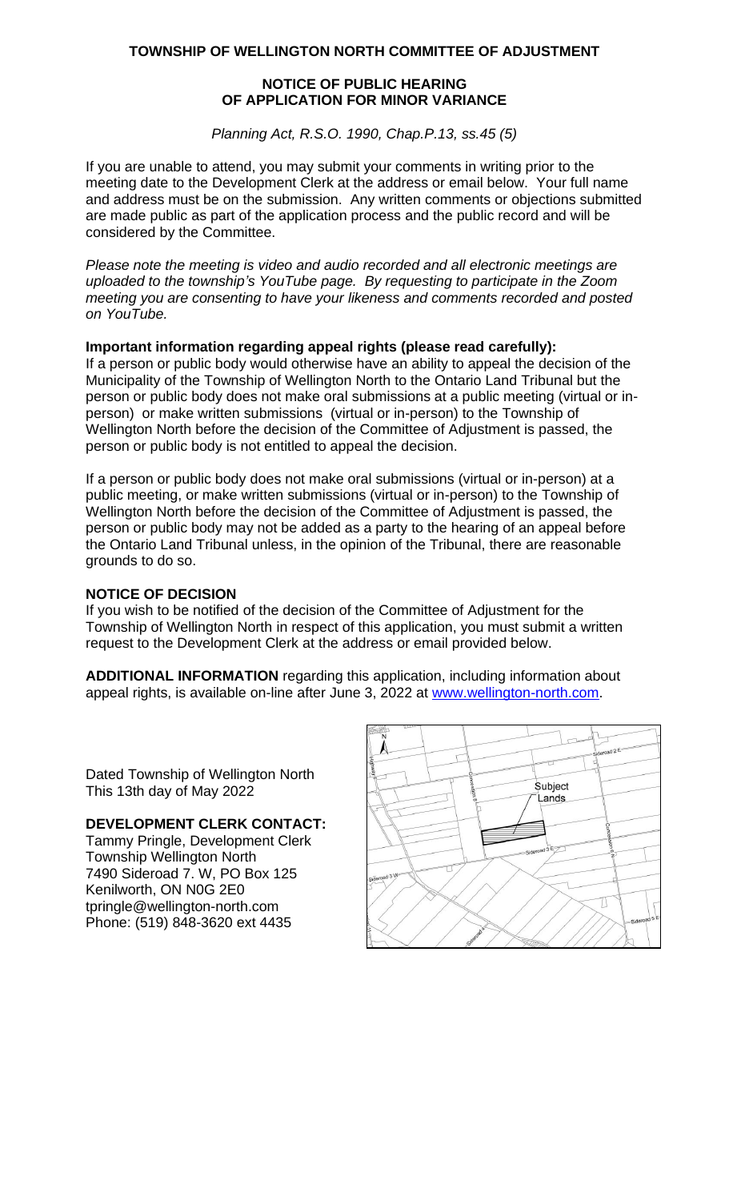**TOWNSHIP OF WELLINGTON NORTH COMMITTEE OF ADJUSTMENT**

**NOTICE OF PUBLIC HEARING**
**OF APPLICATION FOR MINOR VARIANCE**

*Planning Act, R.S.O. 1990, Chap.P.13, ss.45 (5)*

If you are unable to attend, you may submit your comments in writing prior to the meeting date to the Development Clerk at the address or email below. Your full name and address must be on the submission. Any written comments or objections submitted are made public as part of the application process and the public record and will be considered by the Committee.

*Please note the meeting is video and audio recorded and all electronic meetings are uploaded to the township's YouTube page. By requesting to participate in the Zoom meeting you are consenting to have your likeness and comments recorded and posted on YouTube.*

**Important information regarding appeal rights (please read carefully):**

If a person or public body would otherwise have an ability to appeal the decision of the Municipality of the Township of Wellington North to the Ontario Land Tribunal but the person or public body does not make oral submissions at a public meeting (virtual or in-person) or make written submissions (virtual or in-person) to the Township of Wellington North before the decision of the Committee of Adjustment is passed, the person or public body is not entitled to appeal the decision.

If a person or public body does not make oral submissions (virtual or in-person) at a public meeting, or make written submissions (virtual or in-person) to the Township of Wellington North before the decision of the Committee of Adjustment is passed, the person or public body may not be added as a party to the hearing of an appeal before the Ontario Land Tribunal unless, in the opinion of the Tribunal, there are reasonable grounds to do so.

**NOTICE OF DECISION**

If you wish to be notified of the decision of the Committee of Adjustment for the Township of Wellington North in respect of this application, you must submit a written request to the Development Clerk at the address or email provided below.

**ADDITIONAL INFORMATION** regarding this application, including information about appeal rights, is available on-line after June 3, 2022 at www.wellington-north.com.

Dated Township of Wellington North
This 13th day of May 2022

**DEVELOPMENT CLERK CONTACT:**
Tammy Pringle, Development Clerk
Township Wellington North
7490 Sideroad 7. W, PO Box 125
Kenilworth, ON N0G 2E0
tpringle@wellington-north.com
Phone: (519) 848-3620 ext 4435

Subject Lands
Sideroad 2 E
Sideroad 3 E
Sideroad 3 W
Sideroad 5 E
Sideroad 4
Concession 8
Concession 6 N
Highway 6
N